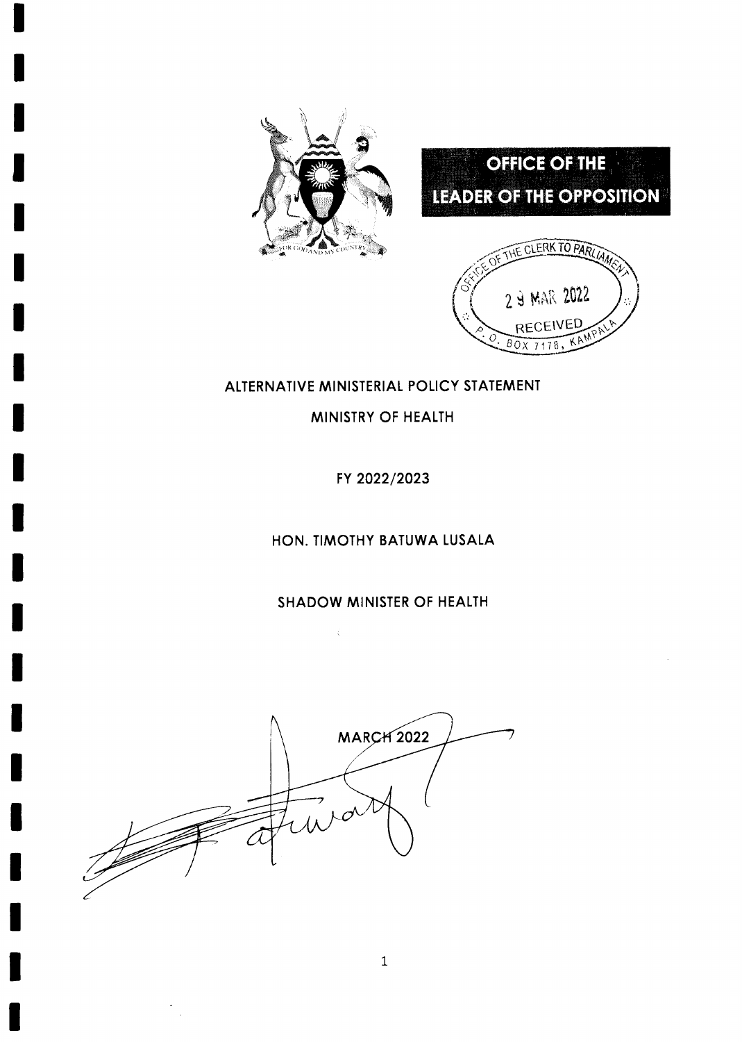# OFFICE OF THE LEADER OF THE OPPOSITION

OFFICE OF THE CLERK TO PARLIAMENT
29 MAR 2022
RECEIVED
P.O. BOX 7178, KAMPALA

## ALTERNATIVE MINISTERIAL POLICY STATEMENT

## MINISTRY OF HEALTH

## FY 2022/2023

HON. TIMOTHY BATUWA LUSALA

SHADOW MINISTER OF HEALTH

MARCH 2022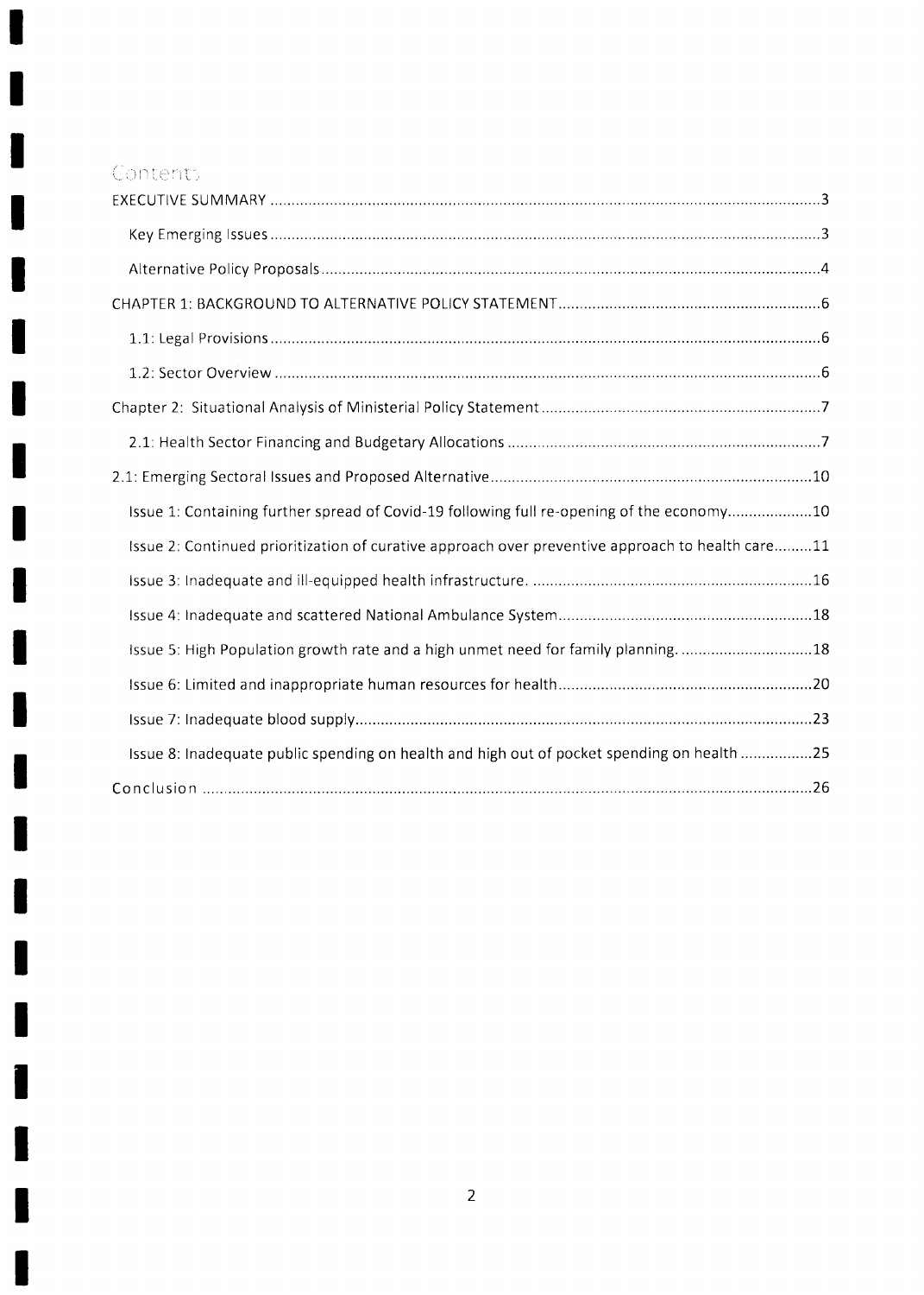# Contents

EXECUTIVE SUMMARY ....................................................................................................................3

- Key Emerging Issues ....................................................................................................................3
- Alternative Policy Proposals ..........................................................................................................4

CHAPTER 1: BACKGROUND TO ALTERNATIVE POLICY STATEMENT ..................................................................6

- 1.1: Legal Provisions .........................................................................................................................6
- 1.2: Sector Overview ........................................................................................................................6

Chapter 2: Situational Analysis of Ministerial Policy Statement ........................................................................7

- 2.1: Health Sector Financing and Budgetary Allocations .................................................................7

2.1: Emerging Sectoral Issues and Proposed Alternative .......................................................................10

- Issue 1: Containing further spread of Covid-19 following full re-opening of the economy....................10
- Issue 2: Continued prioritization of curative approach over preventive approach to health care.........11
- Issue 3: Inadequate and ill-equipped health infrastructure. .................................................................16
- Issue 4: Inadequate and scattered National Ambulance System...........................................................18
- Issue 5: High Population growth rate and a high unmet need for family planning. ...............................18
- Issue 6: Limited and inappropriate human resources for health............................................................20
- Issue 7: Inadequate blood supply...........................................................................................................23
- Issue 8: Inadequate public spending on health and high out of pocket spending on health .................25

Conclusion ..................................................................................................................................................26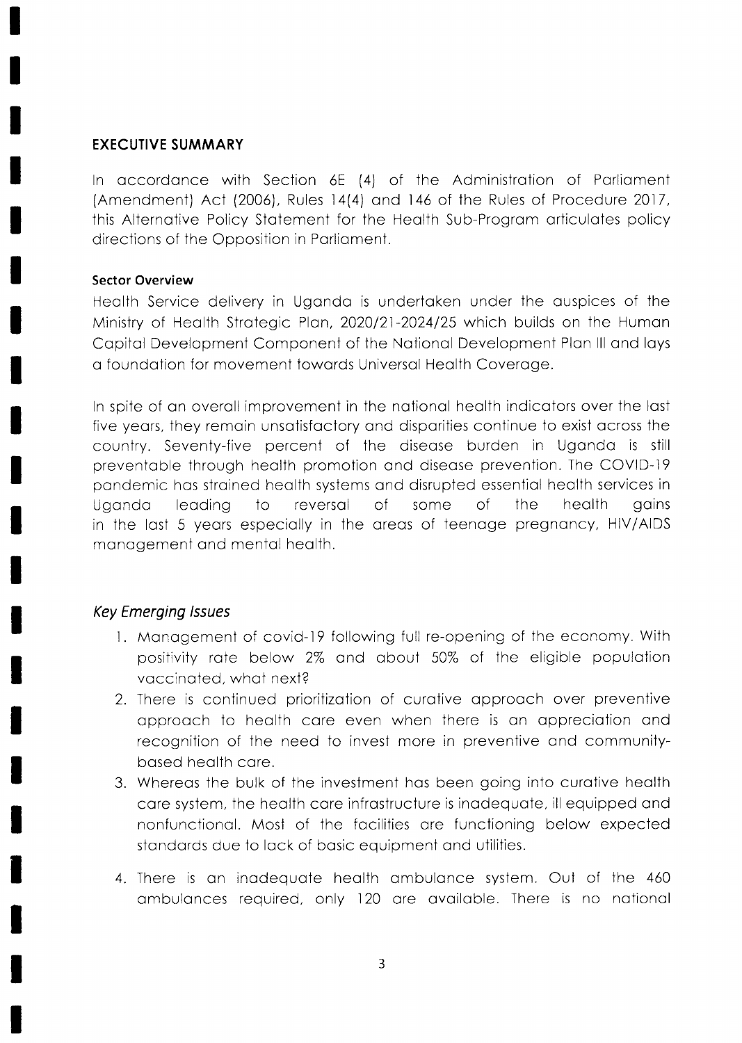## EXECUTIVE SUMMARY

In accordance with Section 6E (4) of the Administration of Parliament (Amendment) Act (2006), Rules 14(4) and 146 of the Rules of Procedure 2017, this Alternative Policy Statement for the Health Sub-Program articulates policy directions of the Opposition in Parliament.

### Sector Overview

Health Service delivery in Uganda is undertaken under the auspices of the Ministry of Health Strategic Plan, 2020/21-2024/25 which builds on the Human Capital Development Component of the National Development Plan III and lays a foundation for movement towards Universal Health Coverage.

In spite of an overall improvement in the national health indicators over the last five years, they remain unsatisfactory and disparities continue to exist across the country. Seventy-five percent of the disease burden in Uganda is still preventable through health promotion and disease prevention. The COVID-19 pandemic has strained health systems and disrupted essential health services in Uganda leading to reversal of some of the health gains in the last 5 years especially in the areas of teenage pregnancy, HIV/AIDS management and mental health.

### *Key Emerging Issues*

1. Management of covid-19 following full re-opening of the economy. With positivity rate below 2% and about 50% of the eligible population vaccinated, what next?
2. There is continued prioritization of curative approach over preventive approach to health care even when there is an appreciation and recognition of the need to invest more in preventive and community-based health care.
3. Whereas the bulk of the investment has been going into curative health care system, the health care infrastructure is inadequate, ill equipped and nonfunctional. Most of the facilities are functioning below expected standards due to lack of basic equipment and utilities.
4. There is an inadequate health ambulance system. Out of the 460 ambulances required, only 120 are available. There is no national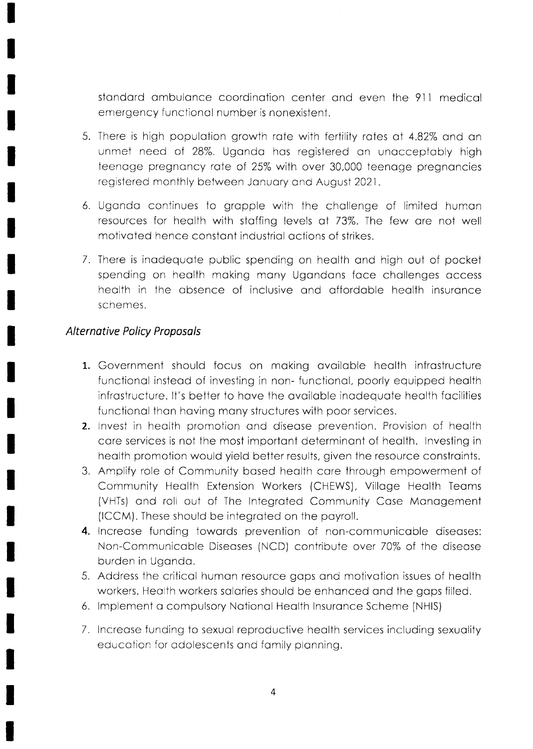standard ambulance coordination center and even the 911 medical emergency functional number is nonexistent.

5. There is high population growth rate with fertility rates at 4.82% and an unmet need of 28%. Uganda has registered an unacceptably high teenage pregnancy rate of 25% with over 30,000 teenage pregnancies registered monthly between January and August 2021.

6. Uganda continues to grapple with the challenge of limited human resources for health with staffing levels at 73%. The few are not well motivated hence constant industrial actions of strikes.

7. There is inadequate public spending on health and high out of pocket spending on health making many Ugandans face challenges access health in the absence of inclusive and affordable health insurance schemes.

### *Alternative Policy Proposals*

1. Government should focus on making available health infrastructure functional instead of investing in non- functional, poorly equipped health infrastructure. It's better to have the available inadequate health facilities functional than having many structures with poor services.
2. Invest in health promotion and disease prevention. Provision of health care services is not the most important determinant of health. Investing in health promotion would yield better results, given the resource constraints.
3. Amplify role of Community based health care through empowerment of Community Health Extension Workers (CHEWS), Village Health Teams (VHTs) and roll out of The Integrated Community Case Management (ICCM). These should be integrated on the payroll.
4. Increase funding towards prevention of non-communicable diseases: Non-Communicable Diseases (NCD) contribute over 70% of the disease burden in Uganda.
5. Address the critical human resource gaps and motivation issues of health workers. Health workers salaries should be enhanced and the gaps filled.
6. Implement a compulsory National Health Insurance Scheme (NHIS)
7. Increase funding to sexual reproductive health services including sexuality education for adolescents and family planning.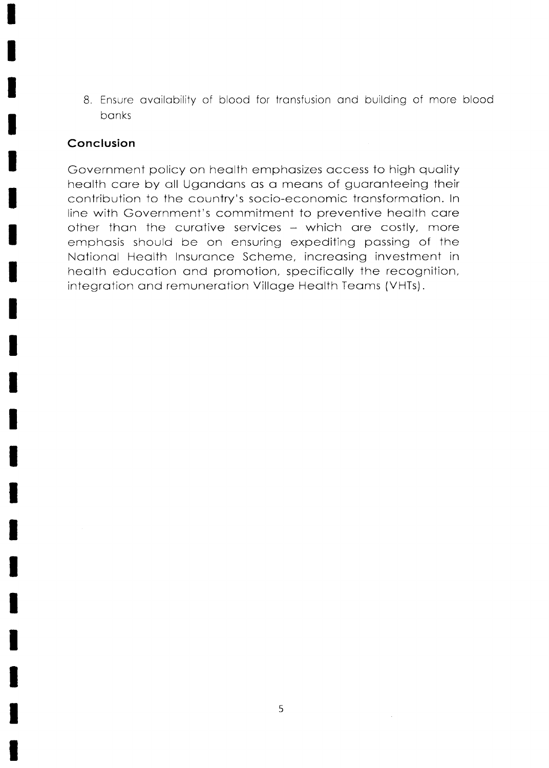8. Ensure availability of blood for transfusion and building of more blood banks

## Conclusion

Government policy on health emphasizes access to high quality health care by all Ugandans as a means of guaranteeing their contribution to the country's socio-economic transformation. In line with Government's commitment to preventive health care other than the curative services – which are costly, more emphasis should be on ensuring expediting passing of the National Health Insurance Scheme, increasing investment in health education and promotion, specifically the recognition, integration and remuneration Village Health Teams (VHTs).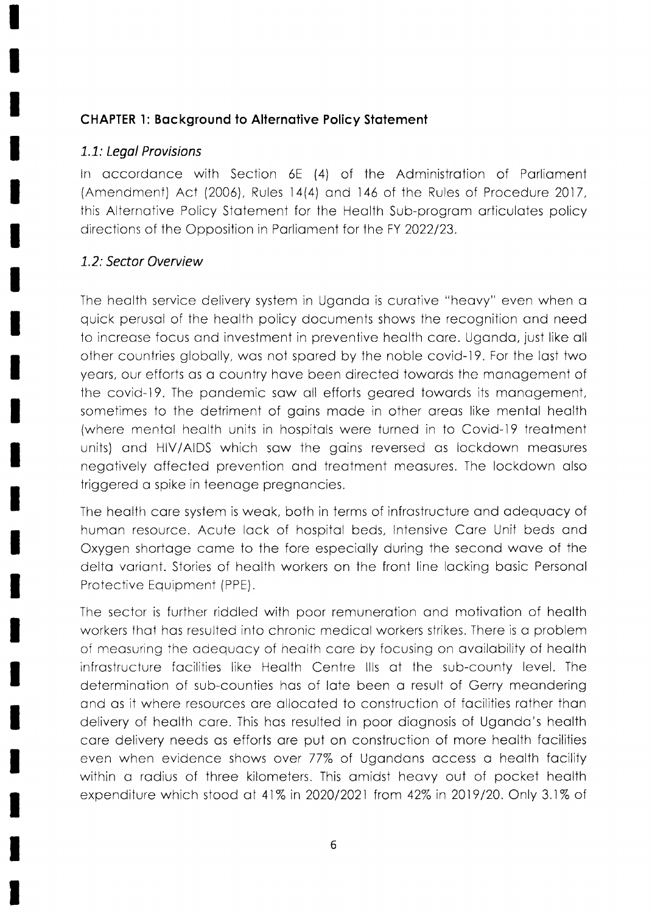## CHAPTER 1: Background to Alternative Policy Statement

### *1.1: Legal Provisions*

In accordance with Section 6E (4) of the Administration of Parliament (Amendment) Act (2006), Rules 14(4) and 146 of the Rules of Procedure 2017, this Alternative Policy Statement for the Health Sub-program articulates policy directions of the Opposition in Parliament for the FY 2022/23.

### *1.2: Sector Overview*

The health service delivery system in Uganda is curative "heavy" even when a quick perusal of the health policy documents shows the recognition and need to increase focus and investment in preventive health care. Uganda, just like all other countries globally, was not spared by the noble covid-19. For the last two years, our efforts as a country have been directed towards the management of the covid-19. The pandemic saw all efforts geared towards its management, sometimes to the detriment of gains made in other areas like mental health (where mental health units in hospitals were turned in to Covid-19 treatment units) and HIV/AIDS which saw the gains reversed as lockdown measures negatively affected prevention and treatment measures. The lockdown also triggered a spike in teenage pregnancies.

The health care system is weak, both in terms of infrastructure and adequacy of human resource. Acute lack of hospital beds, Intensive Care Unit beds and Oxygen shortage came to the fore especially during the second wave of the delta variant. Stories of health workers on the front line lacking basic Personal Protective Equipment (PPE).

The sector is further riddled with poor remuneration and motivation of health workers that has resulted into chronic medical workers strikes. There is a problem of measuring the adequacy of health care by focusing on availability of health infrastructure facilities like Health Centre IIIs at the sub-county level. The determination of sub-counties has of late been a result of Gerry meandering and as it where resources are allocated to construction of facilities rather than delivery of health care. This has resulted in poor diagnosis of Uganda's health care delivery needs as efforts are put on construction of more health facilities even when evidence shows over 77% of Ugandans access a health facility within a radius of three kilometers. This amidst heavy out of pocket health expenditure which stood at 41% in 2020/2021 from 42% in 2019/20. Only 3.1% of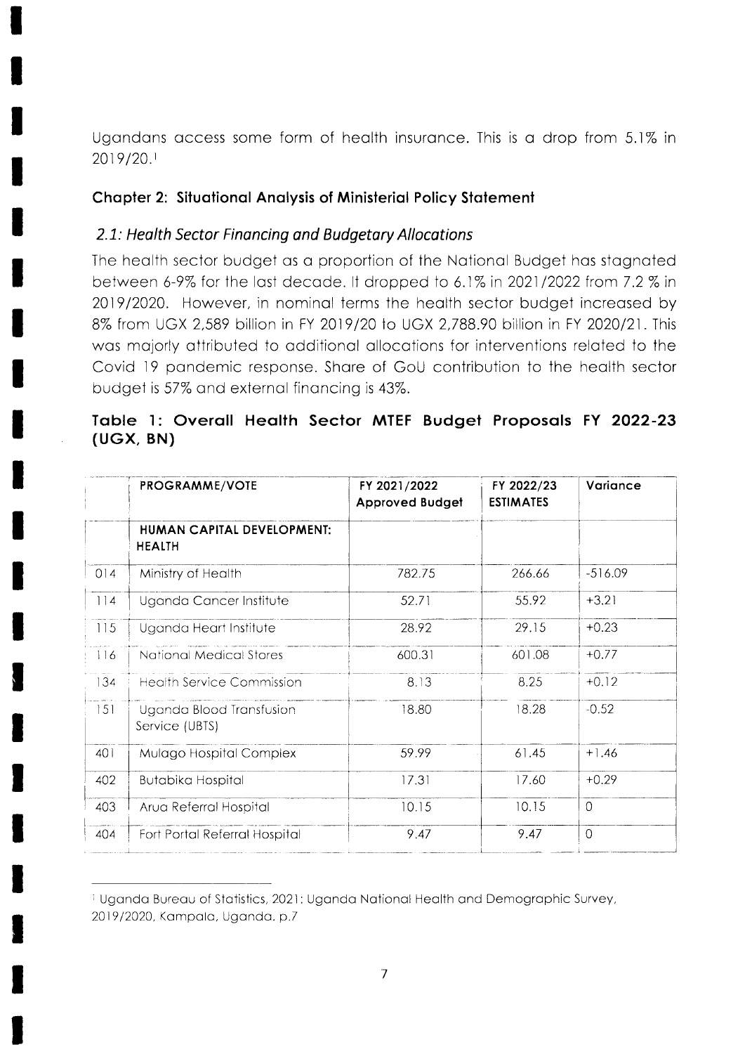Ugandans access some form of health insurance. This is a drop from 5.1% in 2019/20.[1]

## Chapter 2: Situational Analysis of Ministerial Policy Statement

### *2.1: Health Sector Financing and Budgetary Allocations*

The health sector budget as a proportion of the National Budget has stagnated between 6-9% for the last decade. It dropped to 6.1% in 2021/2022 from 7.2 % in 2019/2020. However, in nominal terms the health sector budget increased by 8% from UGX 2,589 billion in FY 2019/20 to UGX 2,788.90 billion in FY 2020/21. This was majorly attributed to additional allocations for interventions related to the Covid 19 pandemic response. Share of GoU contribution to the health sector budget is 57% and external financing is 43%.

**Table 1: Overall Health Sector MTEF Budget Proposals FY 2022-23 (UGX, BN)**

| | PROGRAMME/VOTE | FY 2021/2022 Approved Budget | FY 2022/23 ESTIMATES | Variance |
|---|---|---|---|---|
| | **HUMAN CAPITAL DEVELOPMENT: HEALTH** | | | |
| 014 | Ministry of Health | 782.75 | 266.66 | -516.09 |
| 114 | Uganda Cancer Institute | 52.71 | 55.92 | +3.21 |
| 115 | Uganda Heart Institute | 28.92 | 29.15 | +0.23 |
| 116 | National Medical Stores | 600.31 | 601.08 | +0.77 |
| 134 | Health Service Commission | 8.13 | 8.25 | +0.12 |
| 151 | Uganda Blood Transfusion Service (UBTS) | 18.80 | 18.28 | -0.52 |
| 401 | Mulago Hospital Complex | 59.99 | 61.45 | +1.46 |
| 402 | Butabika Hospital | 17.31 | 17.60 | +0.29 |
| 403 | Arua Referral Hospital | 10.15 | 10.15 | 0 |
| 404 | Fort Portal Referral Hospital | 9.47 | 9.47 | 0 |

[1] Uganda Bureau of Statistics, 2021: Uganda National Health and Demographic Survey, 2019/2020, Kampala, Uganda. p.7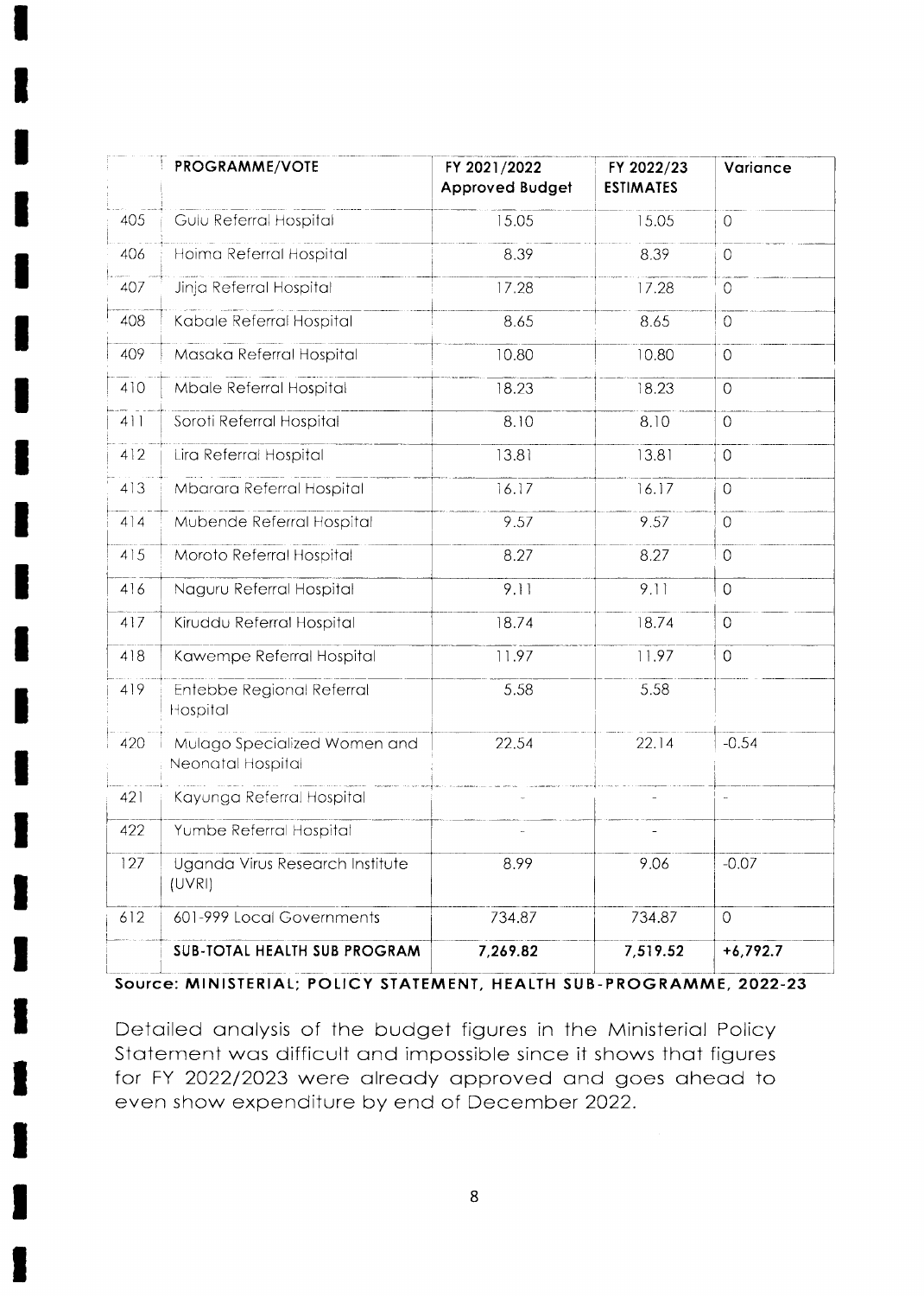| | PROGRAMME/VOTE | FY 2021/2022 Approved Budget | FY 2022/23 ESTIMATES | Variance |
|---|---|---|---|---|
| 405 | Gulu Referral Hospital | 15.05 | 15.05 | 0 |
| 406 | Hoima Referral Hospital | 8.39 | 8.39 | 0 |
| 407 | Jinja Referral Hospital | 17.28 | 17.28 | 0 |
| 408 | Kabale Referral Hospital | 8.65 | 8.65 | 0 |
| 409 | Masaka Referral Hospital | 10.80 | 10.80 | 0 |
| 410 | Mbale Referral Hospital | 18.23 | 18.23 | 0 |
| 411 | Soroti Referral Hospital | 8.10 | 8.10 | 0 |
| 412 | Lira Referral Hospital | 13.81 | 13.81 | 0 |
| 413 | Mbarara Referral Hospital | 16.17 | 16.17 | 0 |
| 414 | Mubende Referral Hospital | 9.57 | 9.57 | 0 |
| 415 | Moroto Referral Hospital | 8.27 | 8.27 | 0 |
| 416 | Naguru Referral Hospital | 9.11 | 9.11 | 0 |
| 417 | Kiruddu Referral Hospital | 18.74 | 18.74 | 0 |
| 418 | Kawempe Referral Hospital | 11.97 | 11.97 | 0 |
| 419 | Entebbe Regional Referral Hospital | 5.58 | 5.58 | |
| 420 | Mulago Specialized Women and Neonatal Hospital | 22.54 | 22.14 | -0.54 |
| 421 | Kayunga Referral Hospital | - | - | - |
| 422 | Yumbe Referral Hospital | - | - | |
| 127 | Uganda Virus Research Institute (UVRI) | 8.99 | 9.06 | -0.07 |
| 612 | 601-999 Local Governments | 734.87 | 734.87 | 0 |
| | **SUB-TOTAL HEALTH SUB PROGRAM** | **7,269.82** | **7,519.52** | **+6,792.7** |

**Source: MINISTERIAL; POLICY STATEMENT, HEALTH SUB-PROGRAMME, 2022-23**

Detailed analysis of the budget figures in the Ministerial Policy Statement was difficult and impossible since it shows that figures for FY 2022/2023 were already approved and goes ahead to even show expenditure by end of December 2022.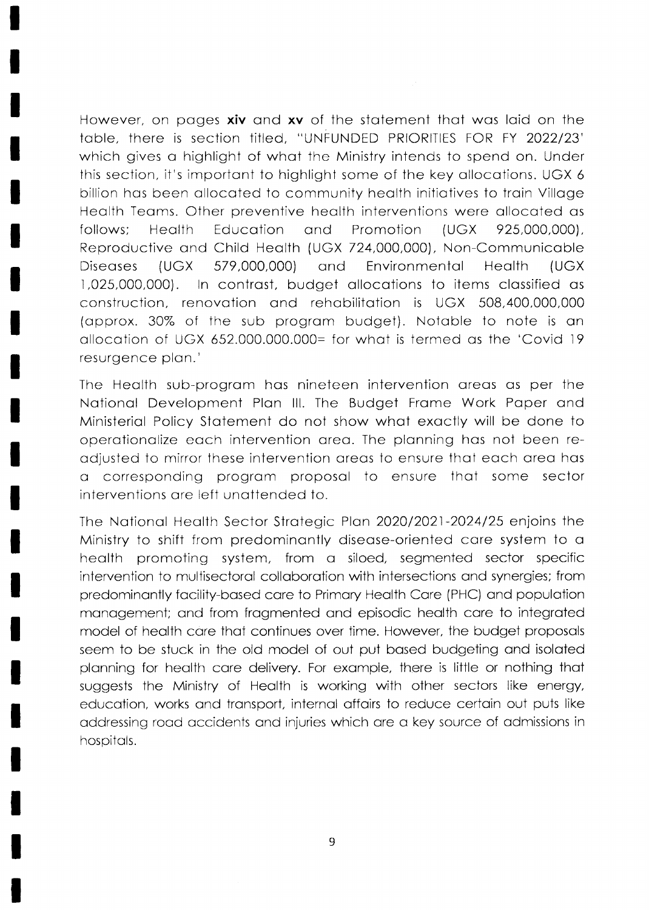However, on pages **xiv** and **xv** of the statement that was laid on the table, there is section titled, "UNFUNDED PRIORITIES FOR FY 2022/23' which gives a highlight of what the Ministry intends to spend on. Under this section, it's important to highlight some of the key allocations. UGX 6 billion has been allocated to community health initiatives to train Village Health Teams. Other preventive health interventions were allocated as follows; Health Education and Promotion (UGX 925,000,000), Reproductive and Child Health (UGX 724,000,000), Non-Communicable Diseases (UGX 579,000,000) and Environmental Health (UGX 1,025,000,000). In contrast, budget allocations to items classified as construction, renovation and rehabilitation is UGX 508,400,000,000 (approx. 30% of the sub program budget). Notable to note is an allocation of UGX 652.000.000.000= for what is termed as the 'Covid 19 resurgence plan.'

The Health sub-program has nineteen intervention areas as per the National Development Plan III. The Budget Frame Work Paper and Ministerial Policy Statement do not show what exactly will be done to operationalize each intervention area. The planning has not been re-adjusted to mirror these intervention areas to ensure that each area has a corresponding program proposal to ensure that some sector interventions are left unattended to.

The National Health Sector Strategic Plan 2020/2021-2024/25 enjoins the Ministry to shift from predominantly disease-oriented care system to a health promoting system, from a siloed, segmented sector specific intervention to multisectoral collaboration with intersections and synergies; from predominantly facility-based care to Primary Health Care (PHC) and population management; and from fragmented and episodic health care to integrated model of health care that continues over time. However, the budget proposals seem to be stuck in the old model of out put based budgeting and isolated planning for health care delivery. For example, there is little or nothing that suggests the Ministry of Health is working with other sectors like energy, education, works and transport, internal affairs to reduce certain out puts like addressing road accidents and injuries which are a key source of admissions in hospitals.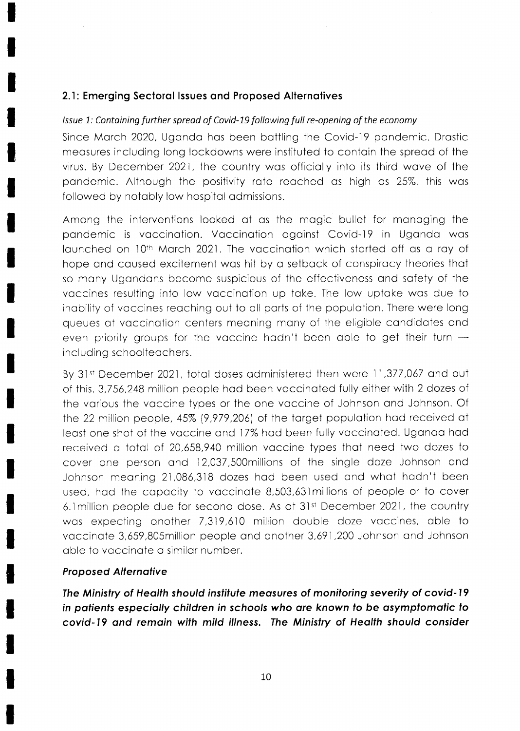## 2.1: Emerging Sectoral Issues and Proposed Alternatives

*Issue 1: Containing further spread of Covid-19 following full re-opening of the economy*

Since March 2020, Uganda has been battling the Covid-19 pandemic. Drastic measures including long lockdowns were instituted to contain the spread of the virus. By December 2021, the country was officially into its third wave of the pandemic. Although the positivity rate reached as high as 25%, this was followed by notably low hospital admissions.

Among the interventions looked at as the magic bullet for managing the pandemic is vaccination. Vaccination against Covid-19 in Uganda was launched on 10th March 2021. The vaccination which started off as a ray of hope and caused excitement was hit by a setback of conspiracy theories that so many Ugandans become suspicious of the effectiveness and safety of the vaccines resulting into low vaccination up take. The low uptake was due to inability of vaccines reaching out to all parts of the population. There were long queues at vaccination centers meaning many of the eligible candidates and even priority groups for the vaccine hadn't been able to get their turn — including schoolteachers.

By 31st December 2021, total doses administered then were 11,377,067 and out of this, 3,756,248 million people had been vaccinated fully either with 2 dozes of the various the vaccine types or the one vaccine of Johnson and Johnson. Of the 22 million people, 45% (9,979,206) of the target population had received at least one shot of the vaccine and 17% had been fully vaccinated. Uganda had received a total of 20,658,940 million vaccine types that need two dozes to cover one person and 12,037,500millions of the single doze Johnson and Johnson meaning 21,086,318 dozes had been used and what hadn't been used, had the capacity to vaccinate 8,503,631millions of people or to cover 6.1million people due for second dose. As at 31st December 2021, the country was expecting another 7,319,610 million double doze vaccines, able to vaccinate 3,659,805million people and another 3,691,200 Johnson and Johnson able to vaccinate a similar number.

***Proposed Alternative***

***The Ministry of Health should institute measures of monitoring severity of covid-19 in patients especially children in schools who are known to be asymptomatic to covid-19 and remain with mild illness. The Ministry of Health should consider***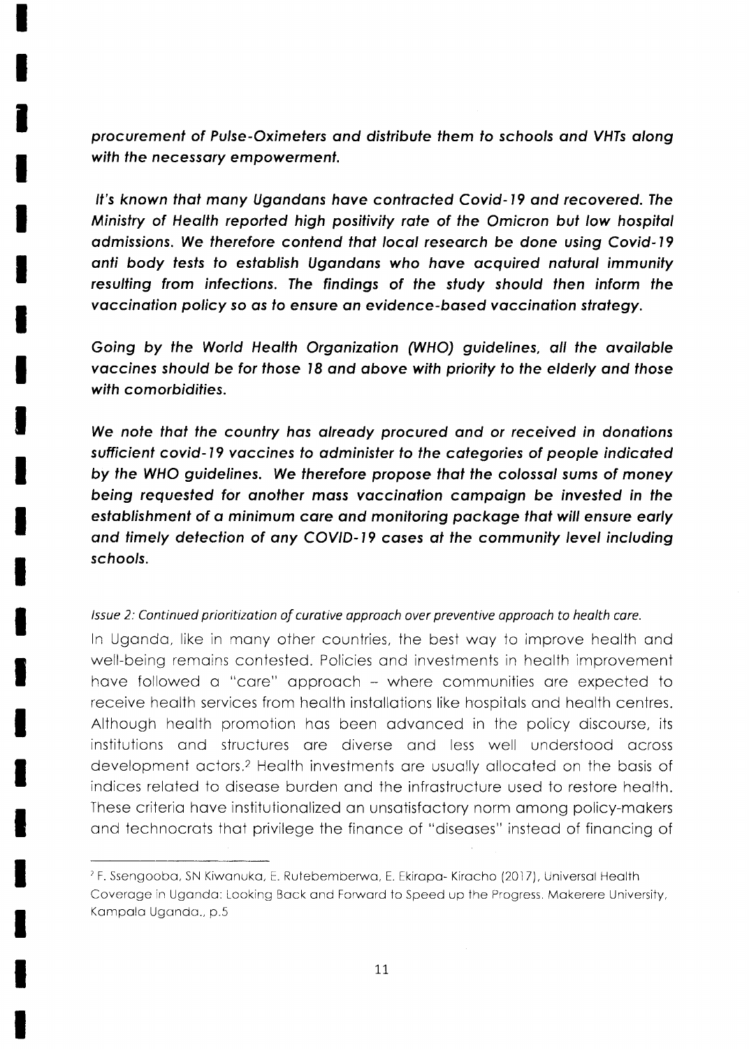***procurement of Pulse-Oximeters and distribute them to schools and VHTs along with the necessary empowerment.***

***It's known that many Ugandans have contracted Covid-19 and recovered. The Ministry of Health reported high positivity rate of the Omicron but low hospital admissions. We therefore contend that local research be done using Covid-19 anti body tests to establish Ugandans who have acquired natural immunity resulting from infections. The findings of the study should then inform the vaccination policy so as to ensure an evidence-based vaccination strategy.***

***Going by the World Health Organization (WHO) guidelines, all the available vaccines should be for those 18 and above with priority to the elderly and those with comorbidities.***

***We note that the country has already procured and or received in donations sufficient covid-19 vaccines to administer to the categories of people indicated by the WHO guidelines. We therefore propose that the colossal sums of money being requested for another mass vaccination campaign be invested in the establishment of a minimum care and monitoring package that will ensure early and timely detection of any COVID-19 cases at the community level including schools.***

*Issue 2: Continued prioritization of curative approach over preventive approach to health care.*

In Uganda, like in many other countries, the best way to improve health and well-being remains contested. Policies and investments in health improvement have followed a "care" approach – where communities are expected to receive health services from health installations like hospitals and health centres. Although health promotion has been advanced in the policy discourse, its institutions and structures are diverse and less well understood across development actors.[2] Health investments are usually allocated on the basis of indices related to disease burden and the infrastructure used to restore health. These criteria have institutionalized an unsatisfactory norm among policy-makers and technocrats that privilege the finance of "diseases" instead of financing of

---

[2] F. Ssengooba, SN Kiwanuka, E. Rutebemberwa, E. Ekirapa- Kiracho (2017), Universal Health Coverage in Uganda: Looking Back and Forward to Speed up the Progress. Makerere University, Kampala Uganda., p.5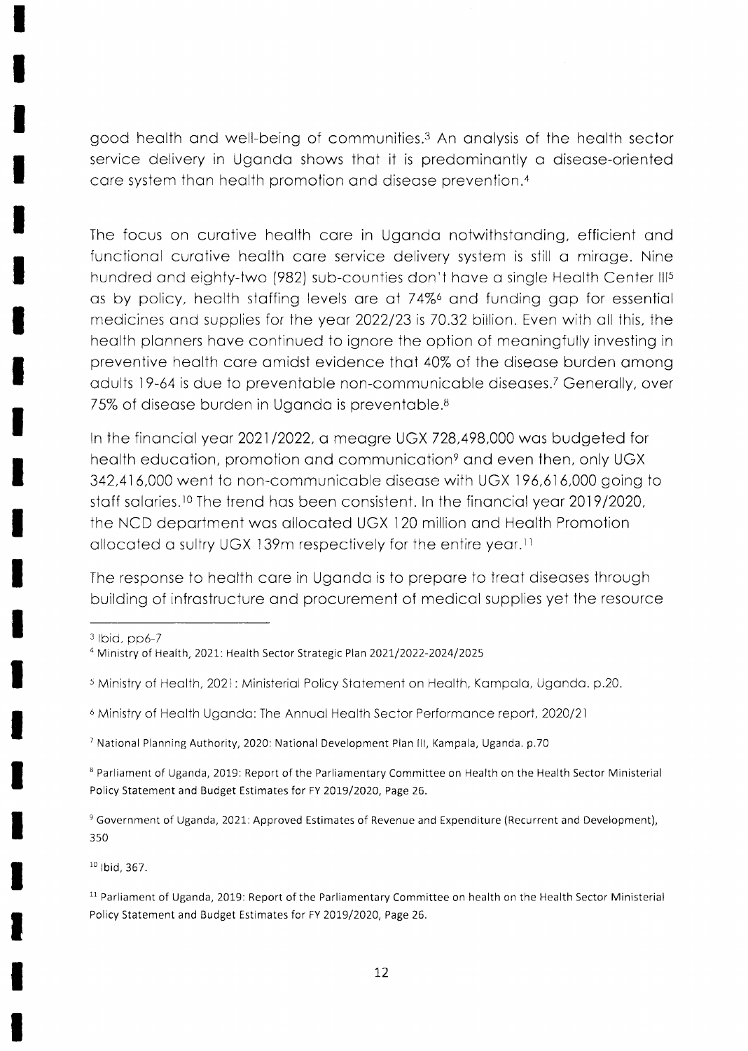good health and well-being of communities.[3] An analysis of the health sector service delivery in Uganda shows that it is predominantly a disease-oriented care system than health promotion and disease prevention.[4]

The focus on curative health care in Uganda notwithstanding, efficient and functional curative health care service delivery system is still a mirage. Nine hundred and eighty-two (982) sub-counties don't have a single Health Center III[5] as by policy, health staffing levels are at 74%[6] and funding gap for essential medicines and supplies for the year 2022/23 is 70.32 billion. Even with all this, the health planners have continued to ignore the option of meaningfully investing in preventive health care amidst evidence that 40% of the disease burden among adults 19-64 is due to preventable non-communicable diseases.[7] Generally, over 75% of disease burden in Uganda is preventable.[8]

In the financial year 2021/2022, a meagre UGX 728,498,000 was budgeted for health education, promotion and communication[9] and even then, only UGX 342,416,000 went to non-communicable disease with UGX 196,616,000 going to staff salaries.[10] The trend has been consistent. In the financial year 2019/2020, the NCD department was allocated UGX 120 million and Health Promotion allocated a sultry UGX 139m respectively for the entire year.[11]

The response to health care in Uganda is to prepare to treat diseases through building of infrastructure and procurement of medical supplies yet the resource

---

[3] Ibid, pp6-7

[4] Ministry of Health, 2021: Health Sector Strategic Plan 2021/2022-2024/2025

[5] Ministry of Health, 2021: Ministerial Policy Statement on Health, Kampala, Uganda. p.20.

[6] Ministry of Health Uganda: The Annual Health Sector Performance report, 2020/21

[7] National Planning Authority, 2020: National Development Plan III, Kampala, Uganda. p.70

[8] Parliament of Uganda, 2019: Report of the Parliamentary Committee on Health on the Health Sector Ministerial Policy Statement and Budget Estimates for FY 2019/2020, Page 26.

[9] Government of Uganda, 2021: Approved Estimates of Revenue and Expenditure (Recurrent and Development), 350

[10] Ibid, 367.

[11] Parliament of Uganda, 2019: Report of the Parliamentary Committee on health on the Health Sector Ministerial Policy Statement and Budget Estimates for FY 2019/2020, Page 26.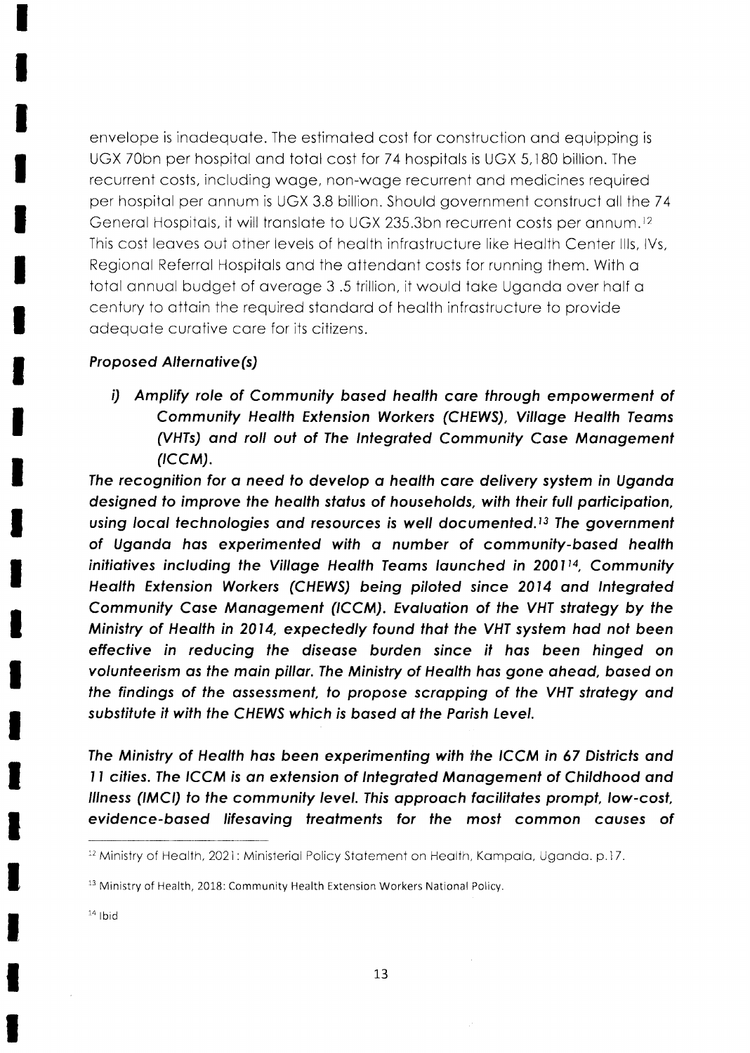envelope is inadequate. The estimated cost for construction and equipping is UGX 70bn per hospital and total cost for 74 hospitals is UGX 5,180 billion. The recurrent costs, including wage, non-wage recurrent and medicines required per hospital per annum is UGX 3.8 billion. Should government construct all the 74 General Hospitals, it will translate to UGX 235.3bn recurrent costs per annum.[12] This cost leaves out other levels of health infrastructure like Health Center IIIs, IVs, Regional Referral Hospitals and the attendant costs for running them. With a total annual budget of average 3 .5 trillion, it would take Uganda over half a century to attain the required standard of health infrastructure to provide adequate curative care for its citizens.

### *Proposed Alternative(s)*

***i) Amplify role of Community based health care through empowerment of Community Health Extension Workers (CHEWS), Village Health Teams (VHTs) and roll out of The Integrated Community Case Management (ICCM).***

***The recognition for a need to develop a health care delivery system in Uganda designed to improve the health status of households, with their full participation, using local technologies and resources is well documented.[13] The government of Uganda has experimented with a number of community-based health initiatives including the Village Health Teams launched in 2001[14], Community Health Extension Workers (CHEWS) being piloted since 2014 and Integrated Community Case Management (ICCM). Evaluation of the VHT strategy by the Ministry of Health in 2014, expectedly found that the VHT system had not been effective in reducing the disease burden since it has been hinged on volunteerism as the main pillar. The Ministry of Health has gone ahead, based on the findings of the assessment, to propose scrapping of the VHT strategy and substitute it with the CHEWS which is based at the Parish Level.***

***The Ministry of Health has been experimenting with the ICCM in 67 Districts and 11 cities. The ICCM is an extension of Integrated Management of Childhood and Illness (IMCI) to the community level. This approach facilitates prompt, low-cost, evidence-based lifesaving treatments for the most common causes of***

---

[12] Ministry of Health, 2021: Ministerial Policy Statement on Health, Kampala, Uganda. p.17.

[13] Ministry of Health, 2018: Community Health Extension Workers National Policy.

[14] Ibid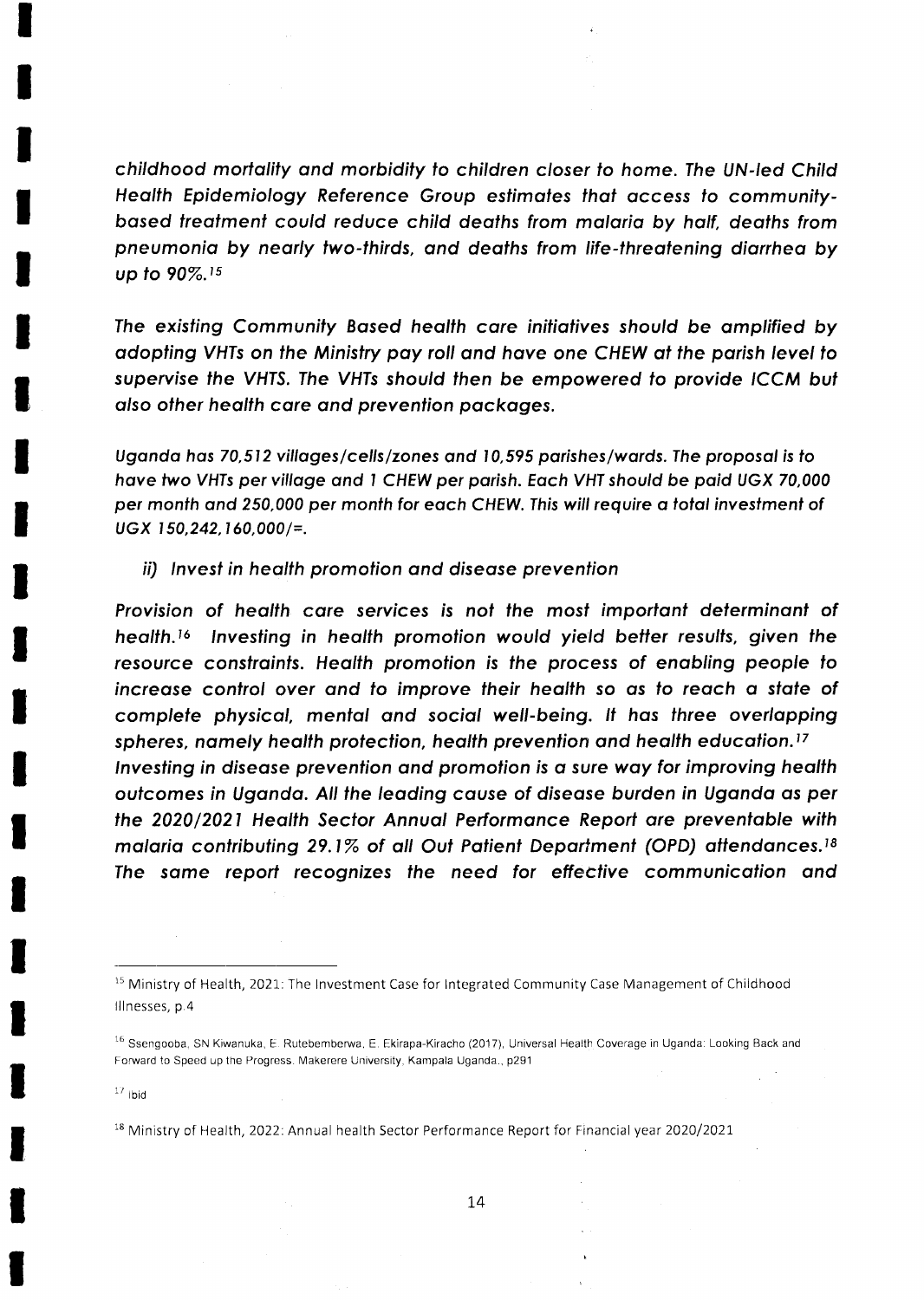*childhood mortality and morbidity to children closer to home. The UN-led Child Health Epidemiology Reference Group estimates that access to community-based treatment could reduce child deaths from malaria by half, deaths from pneumonia by nearly two-thirds, and deaths from life-threatening diarrhea by up to 90%.*[15]

*The existing Community Based health care initiatives should be amplified by adopting VHTs on the Ministry pay roll and have one CHEW at the parish level to supervise the VHTS. The VHTs should then be empowered to provide ICCM but also other health care and prevention packages.*

*Uganda has 70,512 villages/cells/zones and 10,595 parishes/wards. The proposal is to have two VHTs per village and 1 CHEW per parish. Each VHT should be paid UGX 70,000 per month and 250,000 per month for each CHEW. This will require a total investment of UGX 150,242,160,000/=.*

*ii) Invest in health promotion and disease prevention*

*Provision of health care services is not the most important determinant of health.*[16] *Investing in health promotion would yield better results, given the resource constraints. Health promotion is the process of enabling people to increase control over and to improve their health so as to reach a state of complete physical, mental and social well-being. It has three overlapping spheres, namely health protection, health prevention and health education.*[17]
*Investing in disease prevention and promotion is a sure way for improving health outcomes in Uganda. All the leading cause of disease burden in Uganda as per the 2020/2021 Health Sector Annual Performance Report are preventable with malaria contributing 29.1% of all Out Patient Department (OPD) attendances.*[18] *The same report recognizes the need for effective communication and*

---

[15] Ministry of Health, 2021: The Investment Case for Integrated Community Case Management of Childhood Illnesses, p.4

[16] Ssengooba, SN Kiwanuka, E. Rutebemberwa, E. Ekirapa-Kiracho (2017), Universal Health Coverage in Uganda: Looking Back and Forward to Speed up the Progress. Makerere University, Kampala Uganda., p291

[17] Ibid

[18] Ministry of Health, 2022: Annual health Sector Performance Report for Financial year 2020/2021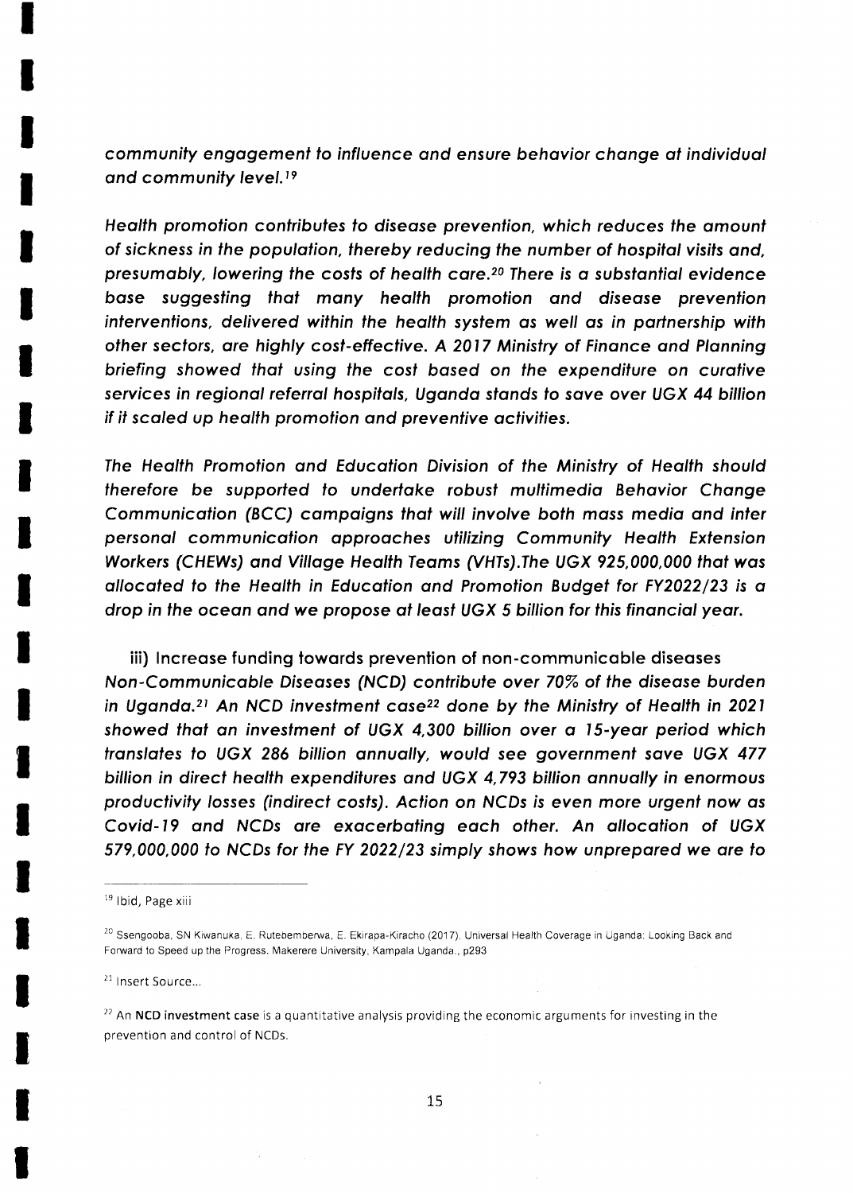*community engagement to influence and ensure behavior change at individual and community level.*[19]

*Health promotion contributes to disease prevention, which reduces the amount of sickness in the population, thereby reducing the number of hospital visits and, presumably, lowering the costs of health care.*[20] *There is a substantial evidence base suggesting that many health promotion and disease prevention interventions, delivered within the health system as well as in partnership with other sectors, are highly cost-effective. A 2017 Ministry of Finance and Planning briefing showed that using the cost based on the expenditure on curative services in regional referral hospitals, Uganda stands to save over UGX 44 billion if it scaled up health promotion and preventive activities.*

*The Health Promotion and Education Division of the Ministry of Health should therefore be supported to undertake robust multimedia Behavior Change Communication (BCC) campaigns that will involve both mass media and inter personal communication approaches utilizing Community Health Extension Workers (CHEWs) and Village Health Teams (VHTs).The UGX 925,000,000 that was allocated to the Health in Education and Promotion Budget for FY2022/23 is a drop in the ocean and we propose at least UGX 5 billion for this financial year.*

iii) Increase funding towards prevention of non-communicable diseases

*Non-Communicable Diseases (NCD) contribute over 70% of the disease burden in Uganda.*[21] *An NCD investment case*[22] *done by the Ministry of Health in 2021 showed that an investment of UGX 4,300 billion over a 15-year period which translates to UGX 286 billion annually, would see government save UGX 477 billion in direct health expenditures and UGX 4,793 billion annually in enormous productivity losses (indirect costs). Action on NCDs is even more urgent now as Covid-19 and NCDs are exacerbating each other. An allocation of UGX 579,000,000 to NCDs for the FY 2022/23 simply shows how unprepared we are to*

---

[19] Ibid, Page xiii

[20] Ssengooba, SN Kiwanuka, E. Rutebemberwa, E. Ekirapa-Kiracho (2017), Universal Health Coverage in Uganda: Looking Back and Forward to Speed up the Progress. Makerere University, Kampala Uganda., p293

[21] Insert Source...

[22] An **NCD investment case** is a quantitative analysis providing the economic arguments for investing in the prevention and control of NCDs.